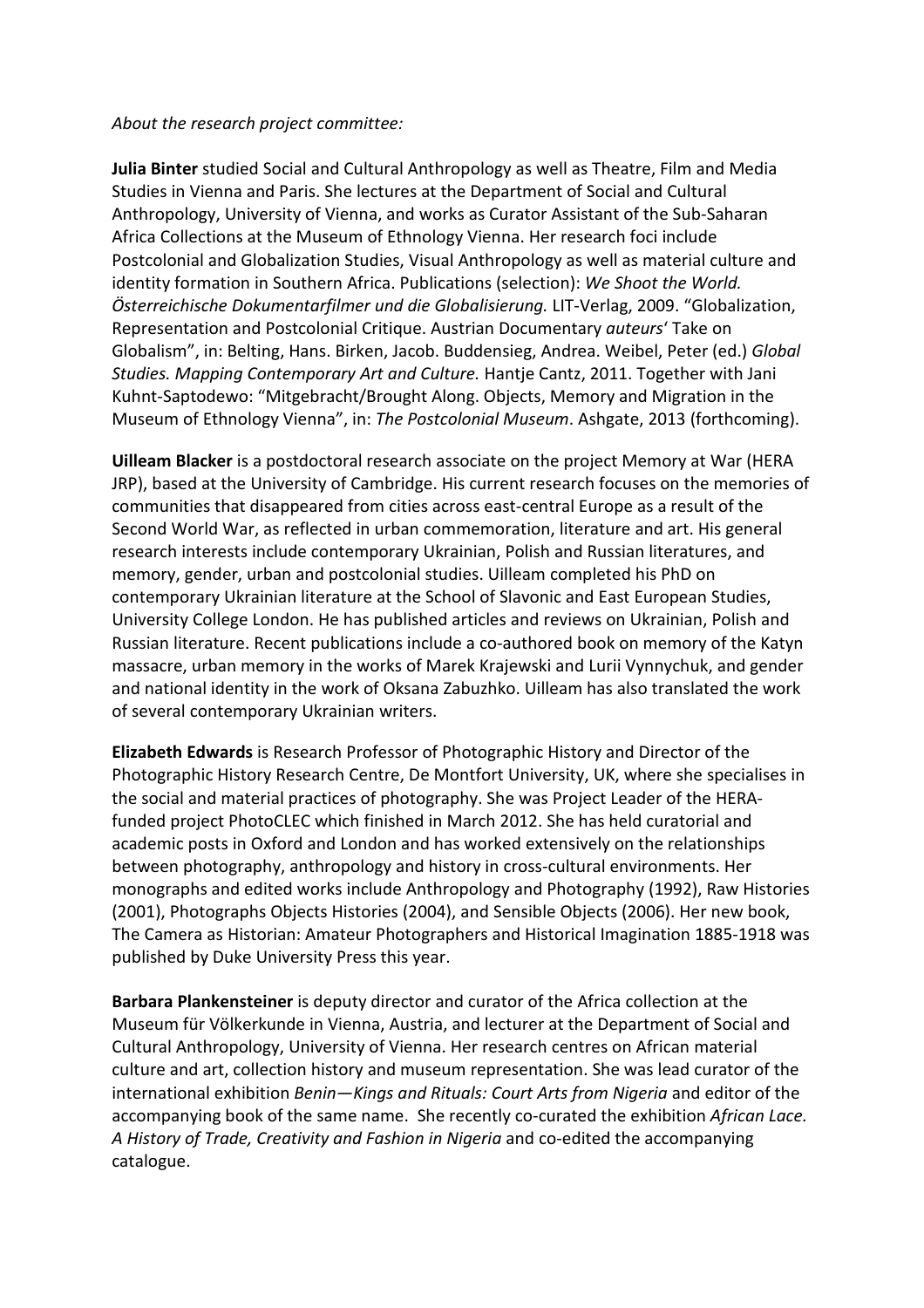*About the research project committee:*

**Julia Binter** studied Social and Cultural Anthropology as well as Theatre, Film and Media Studies in Vienna and Paris. She lectures at the Department of Social and Cultural Anthropology, University of Vienna, and works as Curator Assistant of the Sub-Saharan Africa Collections at the Museum of Ethnology Vienna. Her research foci include Postcolonial and Globalization Studies, Visual Anthropology as well as material culture and identity formation in Southern Africa. Publications (selection): *We Shoot the World. Österreichische Dokumentarfilmer und die Globalisierung.* LIT-Verlag, 2009. "Globalization, Representation and Postcolonial Critique. Austrian Documentary *auteurs*' Take on Globalism", in: Belting, Hans. Birken, Jacob. Buddensieg, Andrea. Weibel, Peter (ed.) *Global Studies. Mapping Contemporary Art and Culture.* Hantje Cantz, 2011. Together with Jani Kuhnt-Saptodewo: "Mitgebracht/Brought Along. Objects, Memory and Migration in the Museum of Ethnology Vienna", in: *The Postcolonial Museum*. Ashgate, 2013 (forthcoming).

**Uilleam Blacker** is a postdoctoral research associate on the project Memory at War (HERA JRP), based at the University of Cambridge. His current research focuses on the memories of communities that disappeared from cities across east-central Europe as a result of the Second World War, as reflected in urban commemoration, literature and art. His general research interests include contemporary Ukrainian, Polish and Russian literatures, and memory, gender, urban and postcolonial studies. Uilleam completed his PhD on contemporary Ukrainian literature at the School of Slavonic and East European Studies, University College London. He has published articles and reviews on Ukrainian, Polish and Russian literature. Recent publications include a co-authored book on memory of the Katyn massacre, urban memory in the works of Marek Krajewski and Iurii Vynnychuk, and gender and national identity in the work of Oksana Zabuzhko. Uilleam has also translated the work of several contemporary Ukrainian writers.

**Elizabeth Edwards** is Research Professor of Photographic History and Director of the Photographic History Research Centre, De Montfort University, UK, where she specialises in the social and material practices of photography. She was Project Leader of the HERA-funded project PhotoCLEC which finished in March 2012. She has held curatorial and academic posts in Oxford and London and has worked extensively on the relationships between photography, anthropology and history in cross-cultural environments. Her monographs and edited works include Anthropology and Photography (1992), Raw Histories (2001), Photographs Objects Histories (2004), and Sensible Objects (2006). Her new book, The Camera as Historian: Amateur Photographers and Historical Imagination 1885-1918 was published by Duke University Press this year.

**Barbara Plankensteiner** is deputy director and curator of the Africa collection at the Museum für Völkerkunde in Vienna, Austria, and lecturer at the Department of Social and Cultural Anthropology, University of Vienna. Her research centres on African material culture and art, collection history and museum representation. She was lead curator of the international exhibition *Benin—Kings and Rituals: Court Arts from Nigeria* and editor of the accompanying book of the same name. She recently co-curated the exhibition *African Lace. A History of Trade, Creativity and Fashion in Nigeria* and co-edited the accompanying catalogue.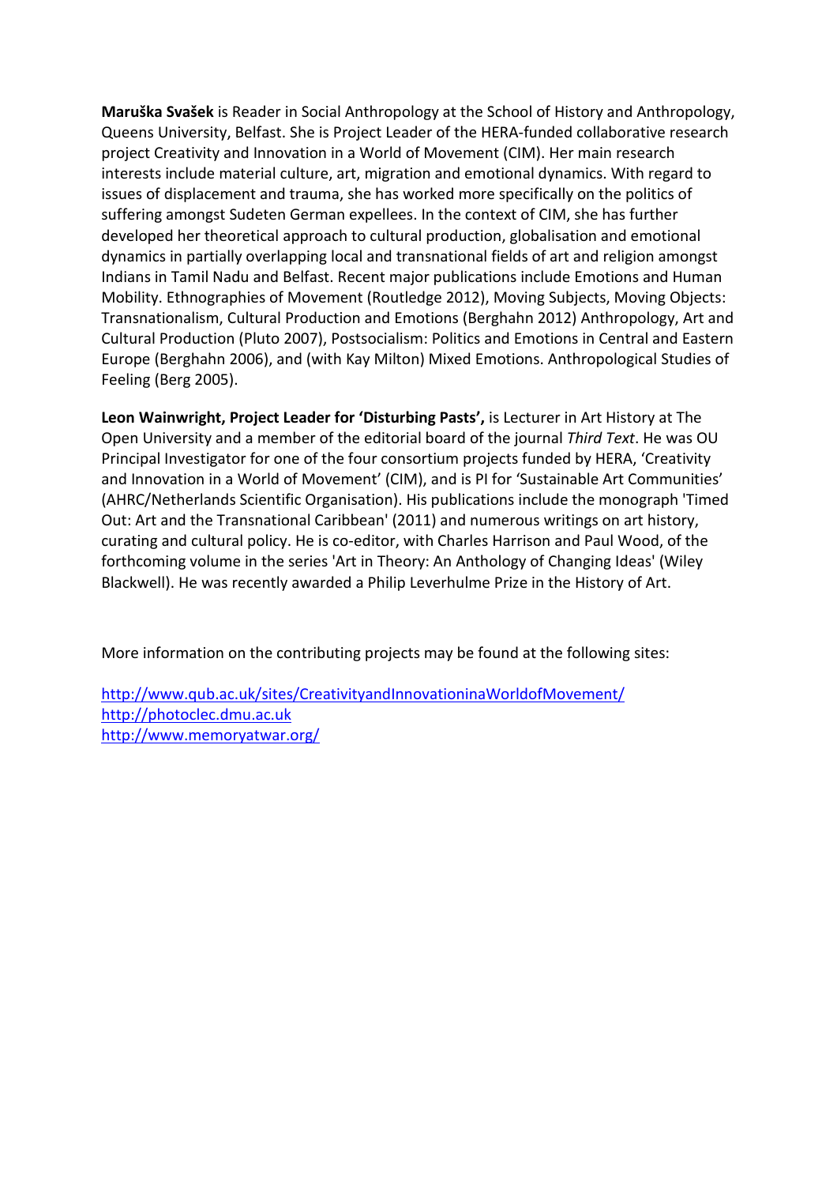**Maruška Svašek** is Reader in Social Anthropology at the School of History and Anthropology, Queens University, Belfast. She is Project Leader of the HERA-funded collaborative research project Creativity and Innovation in a World of Movement (CIM). Her main research interests include material culture, art, migration and emotional dynamics. With regard to issues of displacement and trauma, she has worked more specifically on the politics of suffering amongst Sudeten German expellees. In the context of CIM, she has further developed her theoretical approach to cultural production, globalisation and emotional dynamics in partially overlapping local and transnational fields of art and religion amongst Indians in Tamil Nadu and Belfast. Recent major publications include Emotions and Human Mobility. Ethnographies of Movement (Routledge 2012), Moving Subjects, Moving Objects: Transnationalism, Cultural Production and Emotions (Berghahn 2012) Anthropology, Art and Cultural Production (Pluto 2007), Postsocialism: Politics and Emotions in Central and Eastern Europe (Berghahn 2006), and (with Kay Milton) Mixed Emotions. Anthropological Studies of Feeling (Berg 2005).

**Leon Wainwright, Project Leader for 'Disturbing Pasts',** is Lecturer in Art History at The Open University and a member of the editorial board of the journal *Third Text*. He was OU Principal Investigator for one of the four consortium projects funded by HERA, 'Creativity and Innovation in a World of Movement' (CIM), and is PI for 'Sustainable Art Communities' (AHRC/Netherlands Scientific Organisation). His publications include the monograph 'Timed Out: Art and the Transnational Caribbean' (2011) and numerous writings on art history, curating and cultural policy. He is co-editor, with Charles Harrison and Paul Wood, of the forthcoming volume in the series 'Art in Theory: An Anthology of Changing Ideas' (Wiley Blackwell). He was recently awarded a Philip Leverhulme Prize in the History of Art.

More information on the contributing projects may be found at the following sites:

http://www.qub.ac.uk/sites/CreativityandInnovationinaWorldofMovement/
http://photoclec.dmu.ac.uk
http://www.memoryatwar.org/